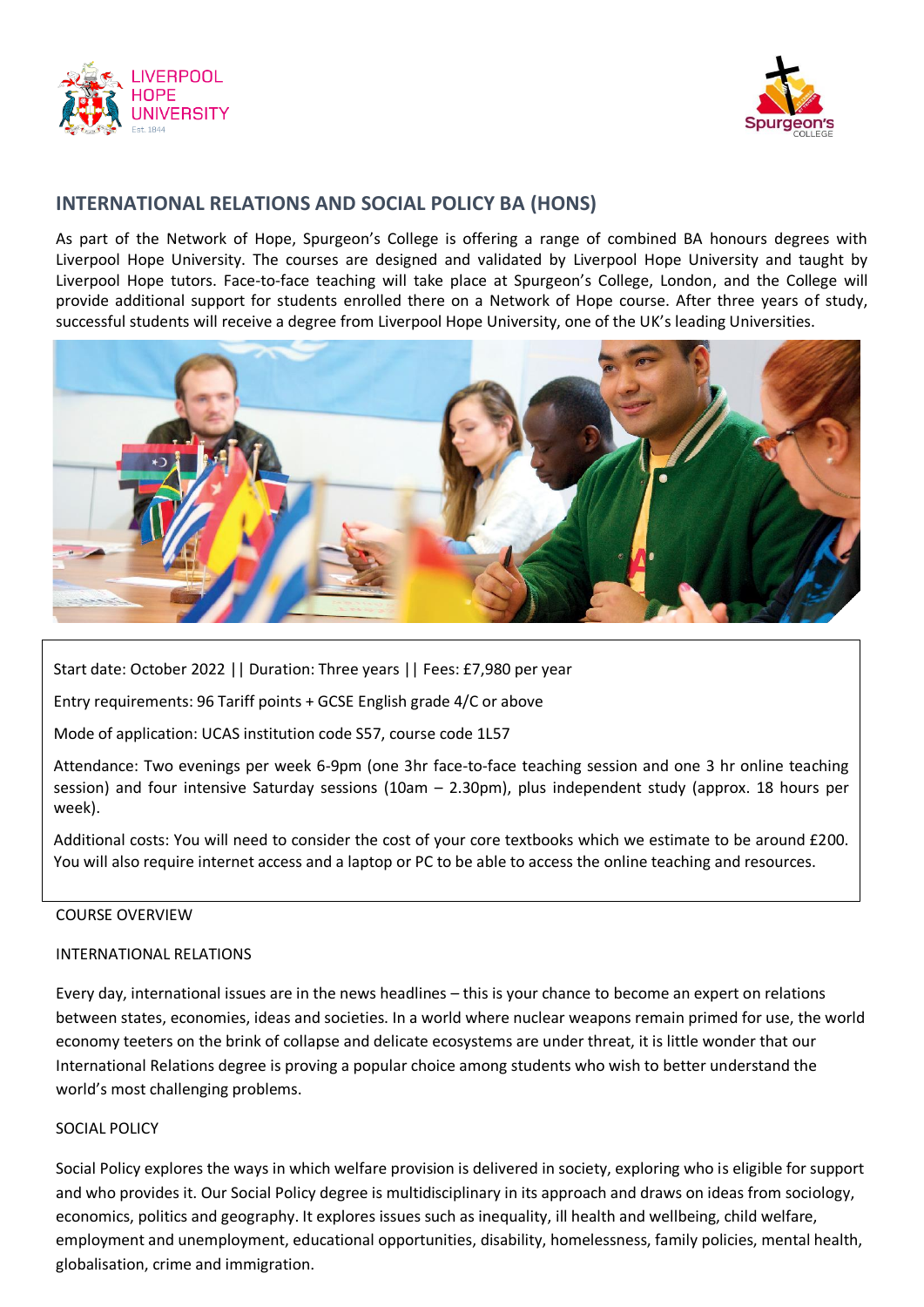## INTERNATIONAL RELATIONS AND SOCIAL POLICY BA (HONS)

As part of the Network of Hope, Spurgeon's College is offering a range of combined BA honours degrees with Liverpool Hope University. The courses are designed and validated by Liverpool Hope University and taught by Liverpool Hope tutors. Face-to-face teaching will take place at Spurgeon's College, London, and the College will provide additional support for students enrolled there on a Network of Hope course. After three years of study, successful students will receive a degree from Liverpool Hope University, one of the UK's leading Universities.

Start date: October 2022 || Duration: Three years || Fees: £7,980 per year

Entry requirements: 96 Tariff points + GCSE English grade 4/C or above

Mode of application: UCAS institution code S57, course code 1L57

Attendance: Two evenings per week 6-9pm (one 3hr face-to-face teaching session and one 3 hr online teaching session) and four intensive Saturday sessions (10am – 2.30pm), plus independent study (approx. 18 hours per week).

Additional costs: You will need to consider the cost of your core textbooks which we estimate to be around £200. You will also require internet access and a laptop or PC to be able to access the online teaching and resources.

### COURSE OVERVIEW

#### INTERNATIONAL RELATIONS

Every day, international issues are in the news headlines – this is your chance to become an expert on relations between states, economies, ideas and societies. In a world where nuclear weapons remain primed for use, the world economy teeters on the brink of collapse and delicate ecosystems are under threat, it is little wonder that our International Relations degree is proving a popular choice among students who wish to better understand the world's most challenging problems.

#### SOCIAL POLICY

Social Policy explores the ways in which welfare provision is delivered in society, exploring who is eligible for support and who provides it. Our Social Policy degree is multidisciplinary in its approach and draws on ideas from sociology, economics, politics and geography. It explores issues such as inequality, ill health and wellbeing, child welfare, employment and unemployment, educational opportunities, disability, homelessness, family policies, mental health, globalisation, crime and immigration.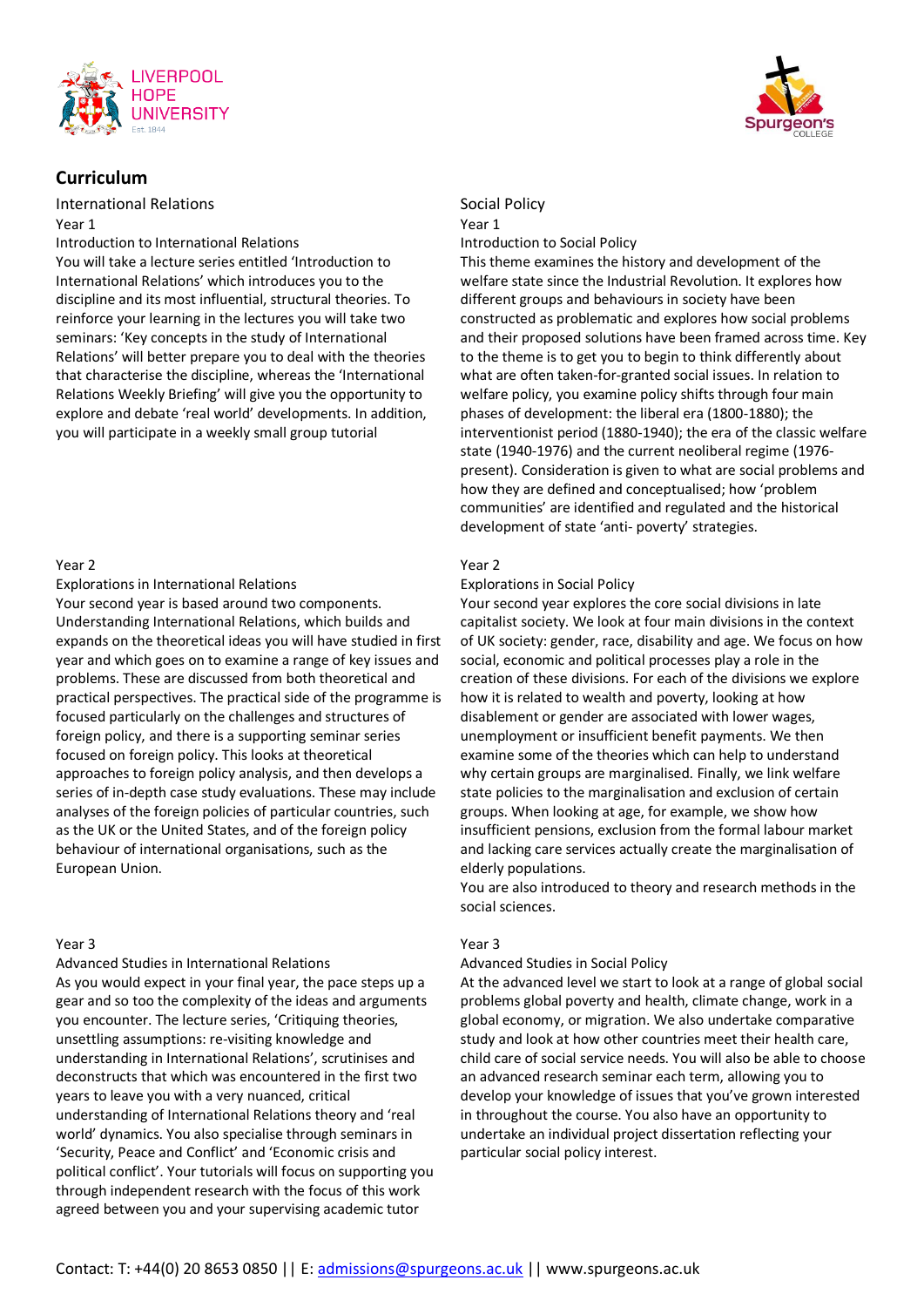## Curriculum

### International Relations

#### Year 1

Introduction to International Relations

You will take a lecture series entitled 'Introduction to International Relations' which introduces you to the discipline and its most influential, structural theories. To reinforce your learning in the lectures you will take two seminars: 'Key concepts in the study of International Relations' will better prepare you to deal with the theories that characterise the discipline, whereas the 'International Relations Weekly Briefing' will give you the opportunity to explore and debate 'real world' developments. In addition, you will participate in a weekly small group tutorial

#### Year 2

Explorations in International Relations

Your second year is based around two components. Understanding International Relations, which builds and expands on the theoretical ideas you will have studied in first year and which goes on to examine a range of key issues and problems. These are discussed from both theoretical and practical perspectives. The practical side of the programme is focused particularly on the challenges and structures of foreign policy, and there is a supporting seminar series focused on foreign policy. This looks at theoretical approaches to foreign policy analysis, and then develops a series of in-depth case study evaluations. These may include analyses of the foreign policies of particular countries, such as the UK or the United States, and of the foreign policy behaviour of international organisations, such as the European Union.

#### Year 3

Advanced Studies in International Relations

As you would expect in your final year, the pace steps up a gear and so too the complexity of the ideas and arguments you encounter. The lecture series, 'Critiquing theories, unsettling assumptions: re-visiting knowledge and understanding in International Relations', scrutinises and deconstructs that which was encountered in the first two years to leave you with a very nuanced, critical understanding of International Relations theory and 'real world' dynamics. You also specialise through seminars in 'Security, Peace and Conflict' and 'Economic crisis and political conflict'. Your tutorials will focus on supporting you through independent research with the focus of this work agreed between you and your supervising academic tutor

### Social Policy

#### Year 1

Introduction to Social Policy

This theme examines the history and development of the welfare state since the Industrial Revolution. It explores how different groups and behaviours in society have been constructed as problematic and explores how social problems and their proposed solutions have been framed across time. Key to the theme is to get you to begin to think differently about what are often taken-for-granted social issues. In relation to welfare policy, you examine policy shifts through four main phases of development: the liberal era (1800-1880); the interventionist period (1880-1940); the era of the classic welfare state (1940-1976) and the current neoliberal regime (1976-present). Consideration is given to what are social problems and how they are defined and conceptualised; how 'problem communities' are identified and regulated and the historical development of state 'anti- poverty' strategies.

#### Year 2

Explorations in Social Policy

Your second year explores the core social divisions in late capitalist society. We look at four main divisions in the context of UK society: gender, race, disability and age. We focus on how social, economic and political processes play a role in the creation of these divisions. For each of the divisions we explore how it is related to wealth and poverty, looking at how disablement or gender are associated with lower wages, unemployment or insufficient benefit payments. We then examine some of the theories which can help to understand why certain groups are marginalised. Finally, we link welfare state policies to the marginalisation and exclusion of certain groups. When looking at age, for example, we show how insufficient pensions, exclusion from the formal labour market and lacking care services actually create the marginalisation of elderly populations.

You are also introduced to theory and research methods in the social sciences.

#### Year 3

Advanced Studies in Social Policy

At the advanced level we start to look at a range of global social problems global poverty and health, climate change, work in a global economy, or migration. We also undertake comparative study and look at how other countries meet their health care, child care of social service needs. You will also be able to choose an advanced research seminar each term, allowing you to develop your knowledge of issues that you've grown interested in throughout the course. You also have an opportunity to undertake an individual project dissertation reflecting your particular social policy interest.

Contact: T: +44(0) 20 8653 0850 || E: admissions@spurgeons.ac.uk || www.spurgeons.ac.uk